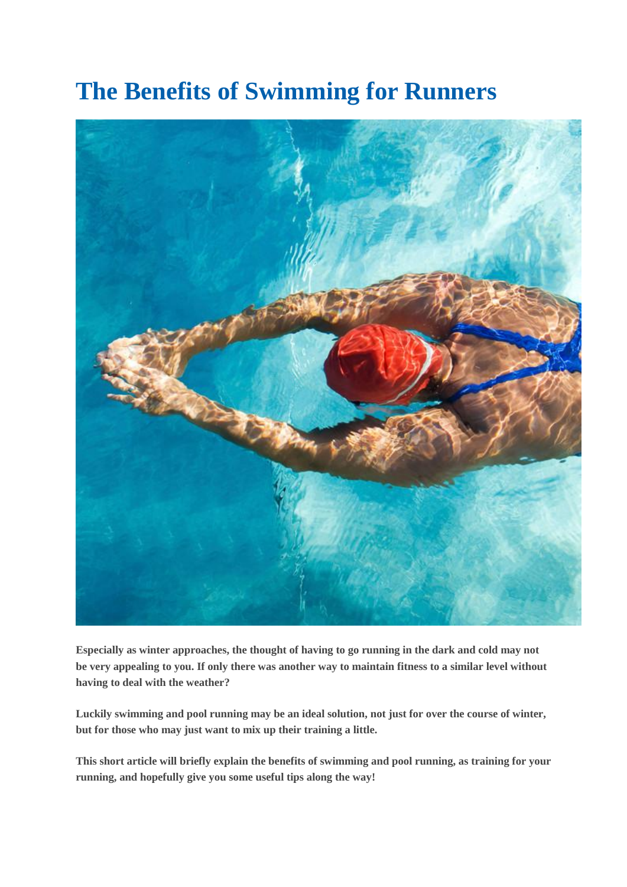# The Benefits of Swimming for Runners

**Especially as winter approaches, the thought of having to go running in the dark and cold may not be very appealing to you. If only there was another way to maintain fitness to a similar level without having to deal with the weather?**

**Luckily swimming and pool running may be an ideal solution, not just for over the course of winter, but for those who may just want to mix up their training a little.**

**This short article will briefly explain the benefits of swimming and pool running, as training for your running, and hopefully give you some useful tips along the way!**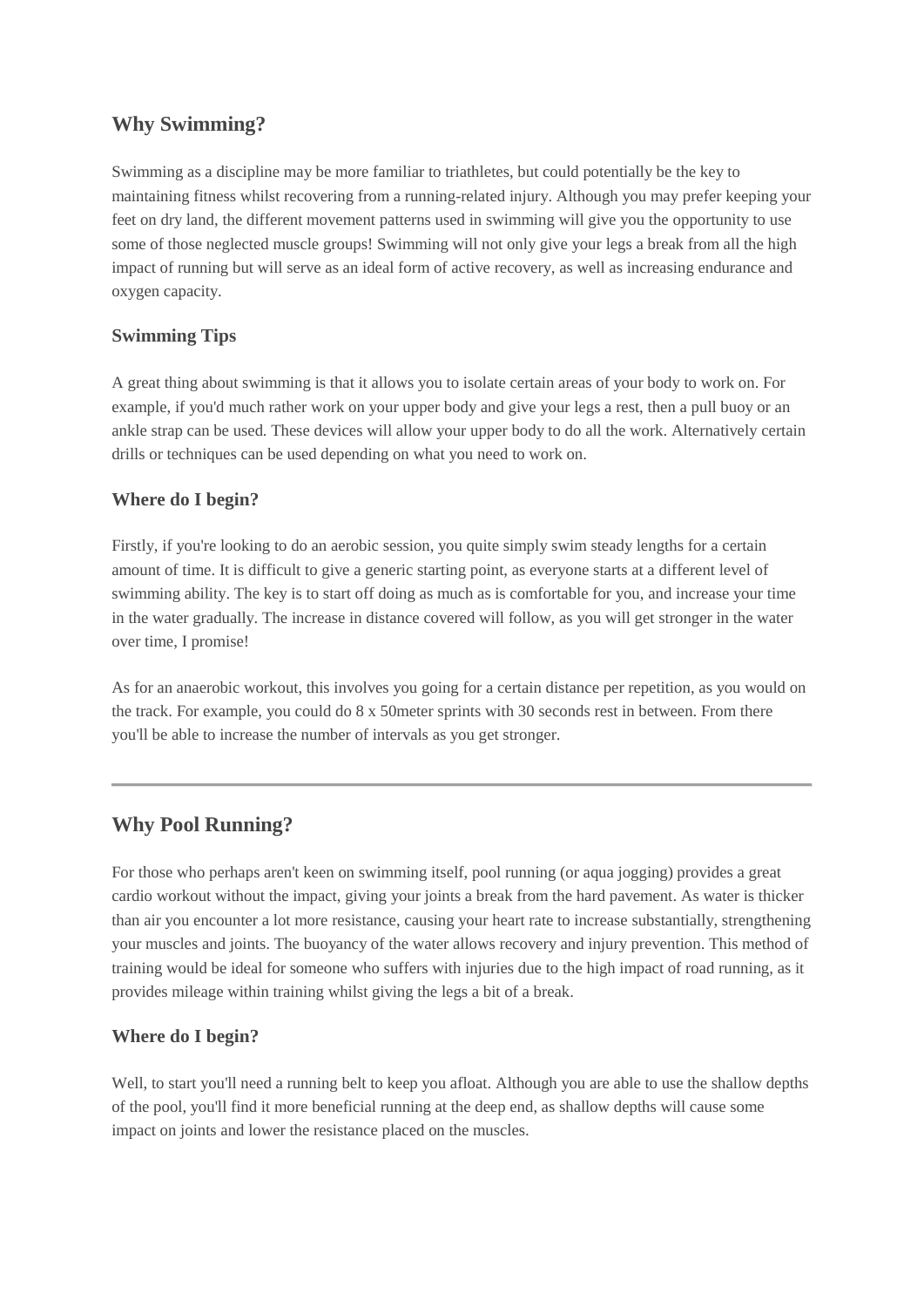## Why Swimming?

Swimming as a discipline may be more familiar to triathletes, but could potentially be the key to maintaining fitness whilst recovering from a running-related injury. Although you may prefer keeping your feet on dry land, the different movement patterns used in swimming will give you the opportunity to use some of those neglected muscle groups! Swimming will not only give your legs a break from all the high impact of running but will serve as an ideal form of active recovery, as well as increasing endurance and oxygen capacity.

### Swimming Tips

A great thing about swimming is that it allows you to isolate certain areas of your body to work on. For example, if you'd much rather work on your upper body and give your legs a rest, then a pull buoy or an ankle strap can be used. These devices will allow your upper body to do all the work. Alternatively certain drills or techniques can be used depending on what you need to work on.

### Where do I begin?

Firstly, if you're looking to do an aerobic session, you quite simply swim steady lengths for a certain amount of time. It is difficult to give a generic starting point, as everyone starts at a different level of swimming ability. The key is to start off doing as much as is comfortable for you, and increase your time in the water gradually. The increase in distance covered will follow, as you will get stronger in the water over time, I promise!

As for an anaerobic workout, this involves you going for a certain distance per repetition, as you would on the track. For example, you could do 8 x 50meter sprints with 30 seconds rest in between. From there you'll be able to increase the number of intervals as you get stronger.

---

## Why Pool Running?

For those who perhaps aren't keen on swimming itself, pool running (or aqua jogging) provides a great cardio workout without the impact, giving your joints a break from the hard pavement. As water is thicker than air you encounter a lot more resistance, causing your heart rate to increase substantially, strengthening your muscles and joints. The buoyancy of the water allows recovery and injury prevention. This method of training would be ideal for someone who suffers with injuries due to the high impact of road running, as it provides mileage within training whilst giving the legs a bit of a break.

### Where do I begin?

Well, to start you'll need a running belt to keep you afloat. Although you are able to use the shallow depths of the pool, you'll find it more beneficial running at the deep end, as shallow depths will cause some impact on joints and lower the resistance placed on the muscles.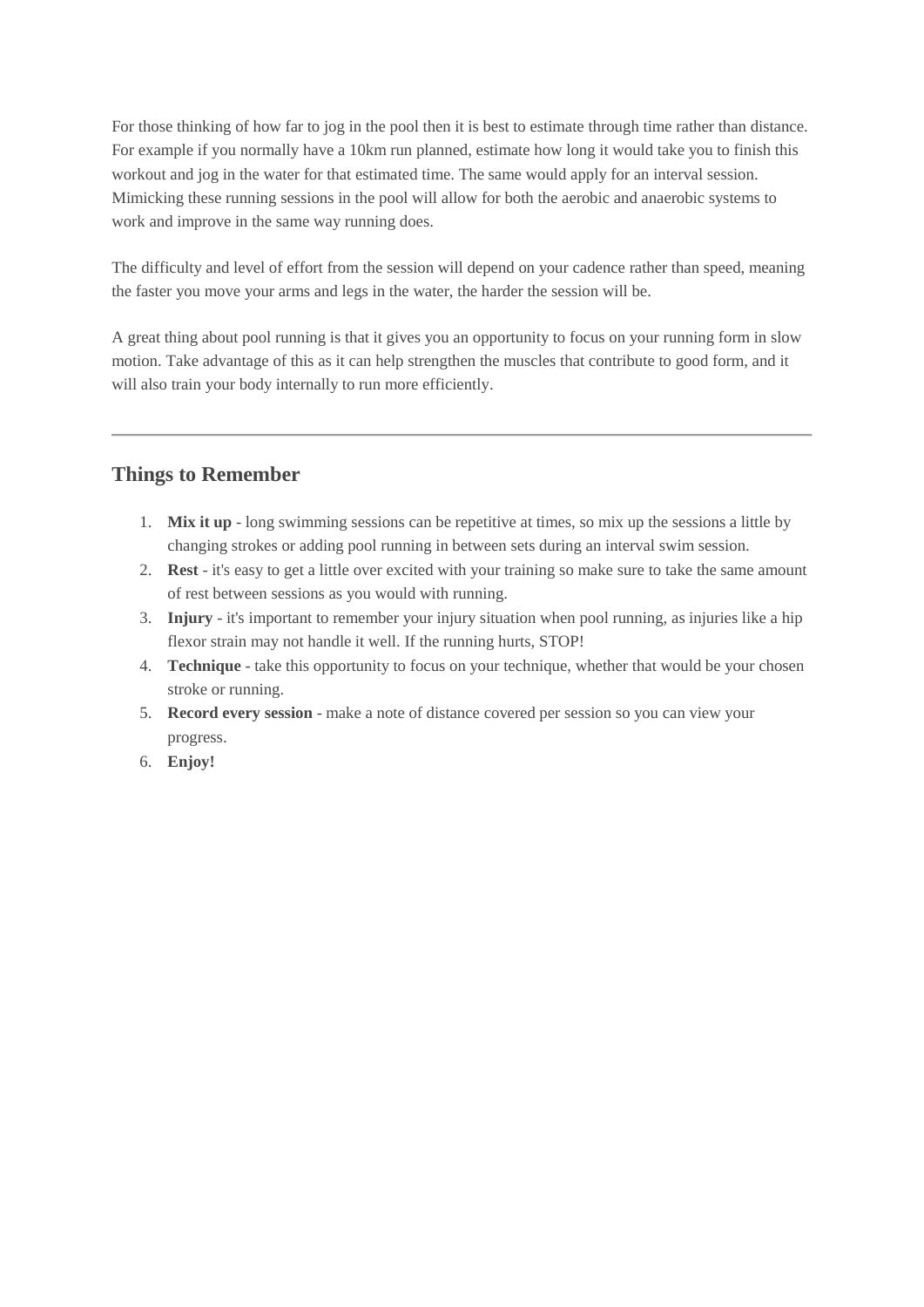For those thinking of how far to jog in the pool then it is best to estimate through time rather than distance. For example if you normally have a 10km run planned, estimate how long it would take you to finish this workout and jog in the water for that estimated time. The same would apply for an interval session. Mimicking these running sessions in the pool will allow for both the aerobic and anaerobic systems to work and improve in the same way running does.

The difficulty and level of effort from the session will depend on your cadence rather than speed, meaning the faster you move your arms and legs in the water, the harder the session will be.

A great thing about pool running is that it gives you an opportunity to focus on your running form in slow motion. Take advantage of this as it can help strengthen the muscles that contribute to good form, and it will also train your body internally to run more efficiently.

---

## Things to Remember

1. **Mix it up** - long swimming sessions can be repetitive at times, so mix up the sessions a little by changing strokes or adding pool running in between sets during an interval swim session.
2. **Rest** - it's easy to get a little over excited with your training so make sure to take the same amount of rest between sessions as you would with running.
3. **Injury** - it's important to remember your injury situation when pool running, as injuries like a hip flexor strain may not handle it well. If the running hurts, STOP!
4. **Technique** - take this opportunity to focus on your technique, whether that would be your chosen stroke or running.
5. **Record every session** - make a note of distance covered per session so you can view your progress.
6. **Enjoy!**